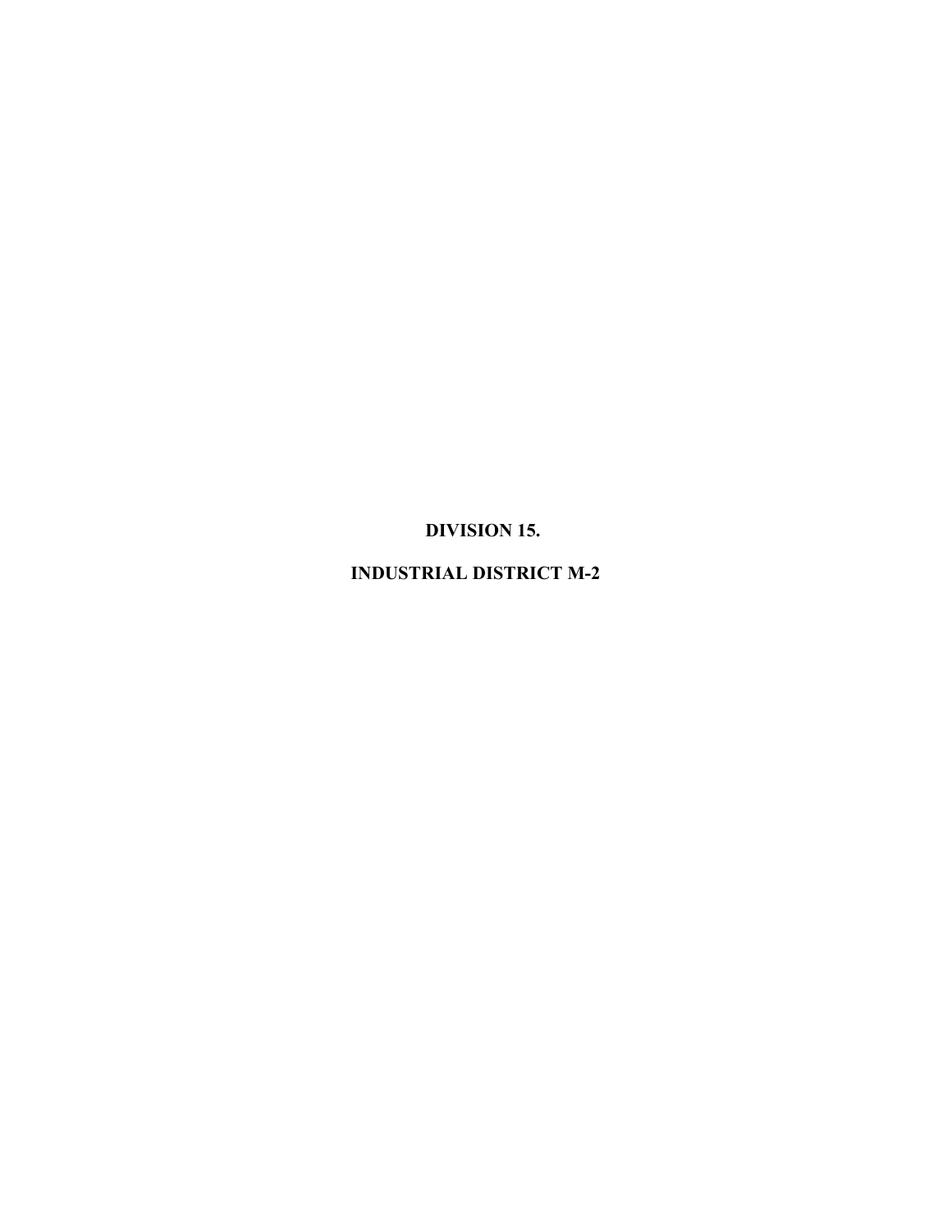# DIVISION 15.

# INDUSTRIAL DISTRICT M-2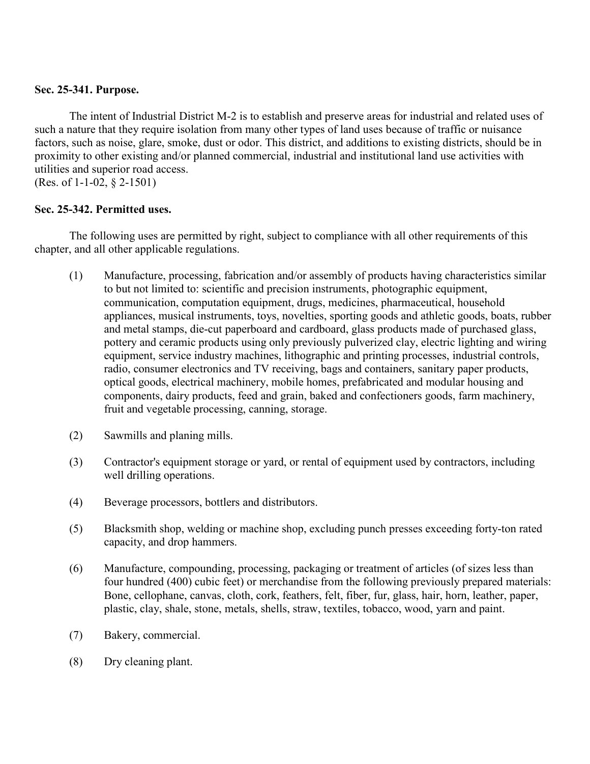**Sec. 25-341. Purpose.**

The intent of Industrial District M-2 is to establish and preserve areas for industrial and related uses of such a nature that they require isolation from many other types of land uses because of traffic or nuisance factors, such as noise, glare, smoke, dust or odor. This district, and additions to existing districts, should be in proximity to other existing and/or planned commercial, industrial and institutional land use activities with utilities and superior road access.
(Res. of 1-1-02, § 2-1501)

**Sec. 25-342. Permitted uses.**

The following uses are permitted by right, subject to compliance with all other requirements of this chapter, and all other applicable regulations.

(1) Manufacture, processing, fabrication and/or assembly of products having characteristics similar to but not limited to: scientific and precision instruments, photographic equipment, communication, computation equipment, drugs, medicines, pharmaceutical, household appliances, musical instruments, toys, novelties, sporting goods and athletic goods, boats, rubber and metal stamps, die-cut paperboard and cardboard, glass products made of purchased glass, pottery and ceramic products using only previously pulverized clay, electric lighting and wiring equipment, service industry machines, lithographic and printing processes, industrial controls, radio, consumer electronics and TV receiving, bags and containers, sanitary paper products, optical goods, electrical machinery, mobile homes, prefabricated and modular housing and components, dairy products, feed and grain, baked and confectioners goods, farm machinery, fruit and vegetable processing, canning, storage.

(2) Sawmills and planing mills.

(3) Contractor's equipment storage or yard, or rental of equipment used by contractors, including well drilling operations.

(4) Beverage processors, bottlers and distributors.

(5) Blacksmith shop, welding or machine shop, excluding punch presses exceeding forty-ton rated capacity, and drop hammers.

(6) Manufacture, compounding, processing, packaging or treatment of articles (of sizes less than four hundred (400) cubic feet) or merchandise from the following previously prepared materials: Bone, cellophane, canvas, cloth, cork, feathers, felt, fiber, fur, glass, hair, horn, leather, paper, plastic, clay, shale, stone, metals, shells, straw, textiles, tobacco, wood, yarn and paint.

(7) Bakery, commercial.

(8) Dry cleaning plant.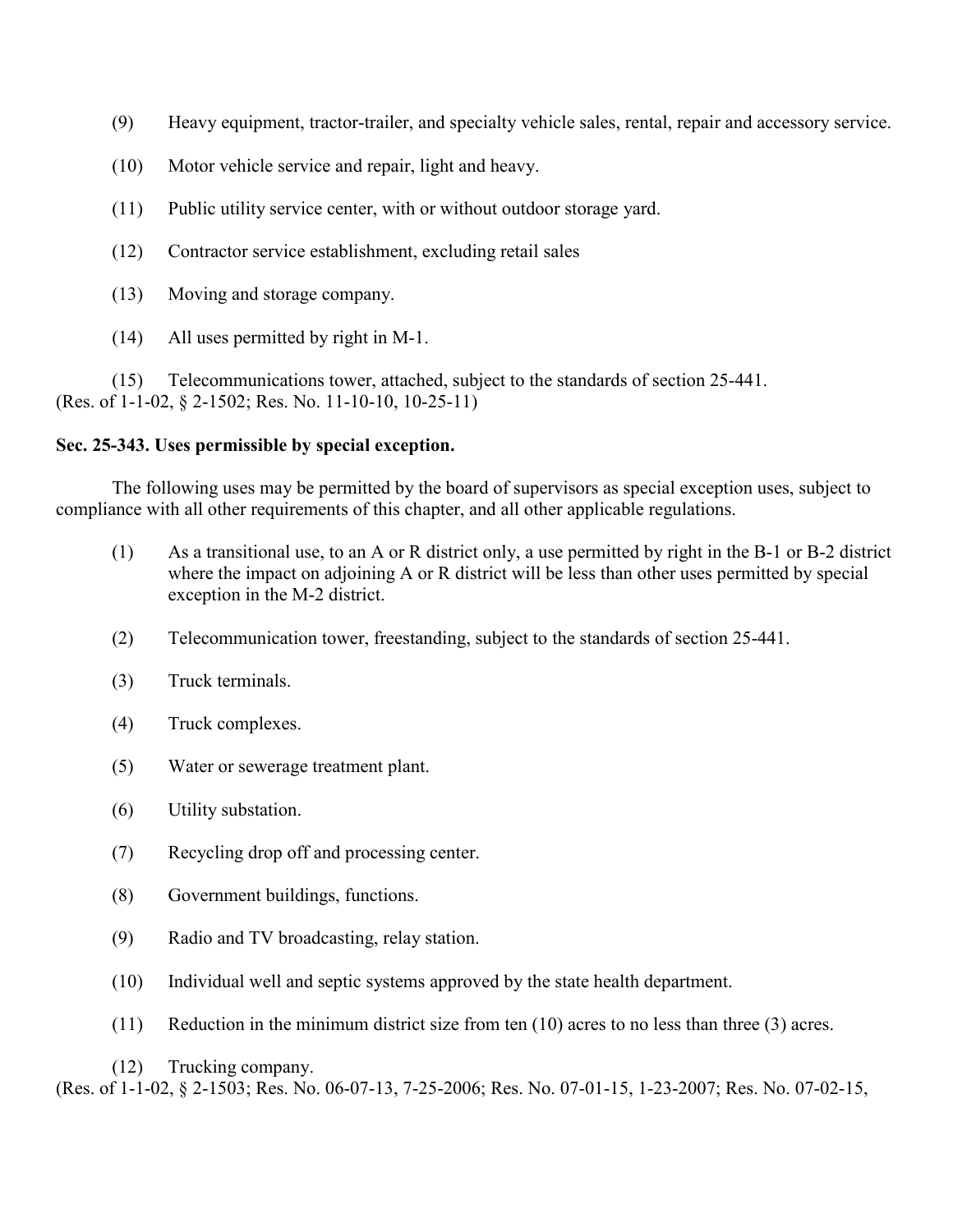(9) Heavy equipment, tractor-trailer, and specialty vehicle sales, rental, repair and accessory service.

(10) Motor vehicle service and repair, light and heavy.

(11) Public utility service center, with or without outdoor storage yard.

(12) Contractor service establishment, excluding retail sales

(13) Moving and storage company.

(14) All uses permitted by right in M-1.

(15) Telecommunications tower, attached, subject to the standards of section 25-441.

(Res. of 1-1-02, § 2-1502; Res. No. 11-10-10, 10-25-11)

**Sec. 25-343. Uses permissible by special exception.**

The following uses may be permitted by the board of supervisors as special exception uses, subject to compliance with all other requirements of this chapter, and all other applicable regulations.

(1) As a transitional use, to an A or R district only, a use permitted by right in the B-1 or B-2 district where the impact on adjoining A or R district will be less than other uses permitted by special exception in the M-2 district.

(2) Telecommunication tower, freestanding, subject to the standards of section 25-441.

(3) Truck terminals.

(4) Truck complexes.

(5) Water or sewerage treatment plant.

(6) Utility substation.

(7) Recycling drop off and processing center.

(8) Government buildings, functions.

(9) Radio and TV broadcasting, relay station.

(10) Individual well and septic systems approved by the state health department.

(11) Reduction in the minimum district size from ten (10) acres to no less than three (3) acres.

(12) Trucking company.

(Res. of 1-1-02, § 2-1503; Res. No. 06-07-13, 7-25-2006; Res. No. 07-01-15, 1-23-2007; Res. No. 07-02-15,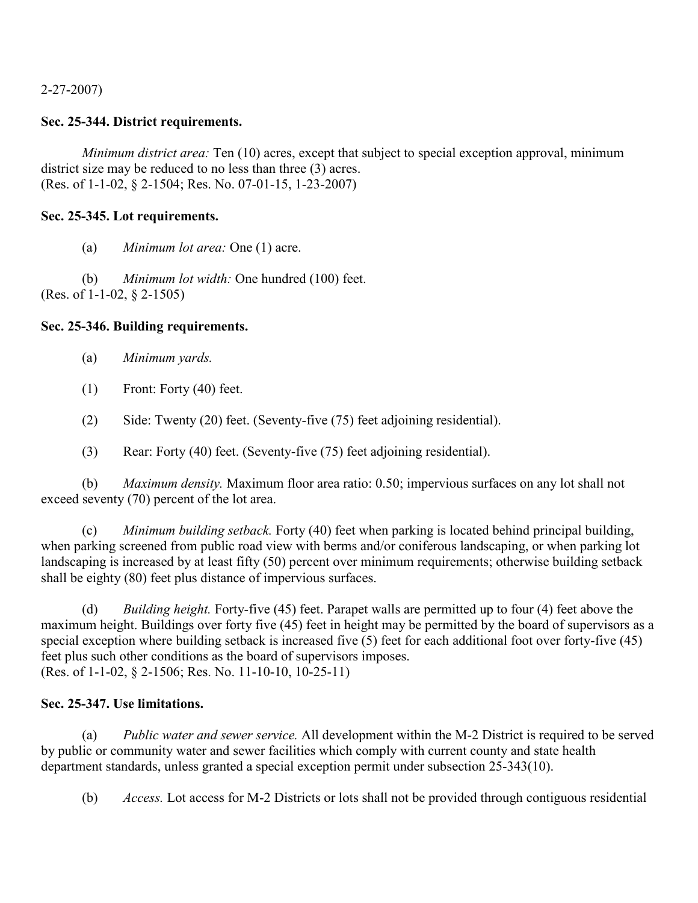2-27-2007)

### Sec. 25-344. District requirements.

*Minimum district area:* Ten (10) acres, except that subject to special exception approval, minimum district size may be reduced to no less than three (3) acres.
(Res. of 1-1-02, § 2-1504; Res. No. 07-01-15, 1-23-2007)

### Sec. 25-345. Lot requirements.

(a) *Minimum lot area:* One (1) acre.

(b) *Minimum lot width:* One hundred (100) feet.
(Res. of 1-1-02, § 2-1505)

### Sec. 25-346. Building requirements.

(a) *Minimum yards.*

(1) Front: Forty (40) feet.

(2) Side: Twenty (20) feet. (Seventy-five (75) feet adjoining residential).

(3) Rear: Forty (40) feet. (Seventy-five (75) feet adjoining residential).

(b) *Maximum density.* Maximum floor area ratio: 0.50; impervious surfaces on any lot shall not exceed seventy (70) percent of the lot area.

(c) *Minimum building setback.* Forty (40) feet when parking is located behind principal building, when parking screened from public road view with berms and/or coniferous landscaping, or when parking lot landscaping is increased by at least fifty (50) percent over minimum requirements; otherwise building setback shall be eighty (80) feet plus distance of impervious surfaces.

(d) *Building height.* Forty-five (45) feet. Parapet walls are permitted up to four (4) feet above the maximum height. Buildings over forty five (45) feet in height may be permitted by the board of supervisors as a special exception where building setback is increased five (5) feet for each additional foot over forty-five (45) feet plus such other conditions as the board of supervisors imposes.
(Res. of 1-1-02, § 2-1506; Res. No. 11-10-10, 10-25-11)

### Sec. 25-347. Use limitations.

(a) *Public water and sewer service.* All development within the M-2 District is required to be served by public or community water and sewer facilities which comply with current county and state health department standards, unless granted a special exception permit under subsection 25-343(10).

(b) *Access.* Lot access for M-2 Districts or lots shall not be provided through contiguous residential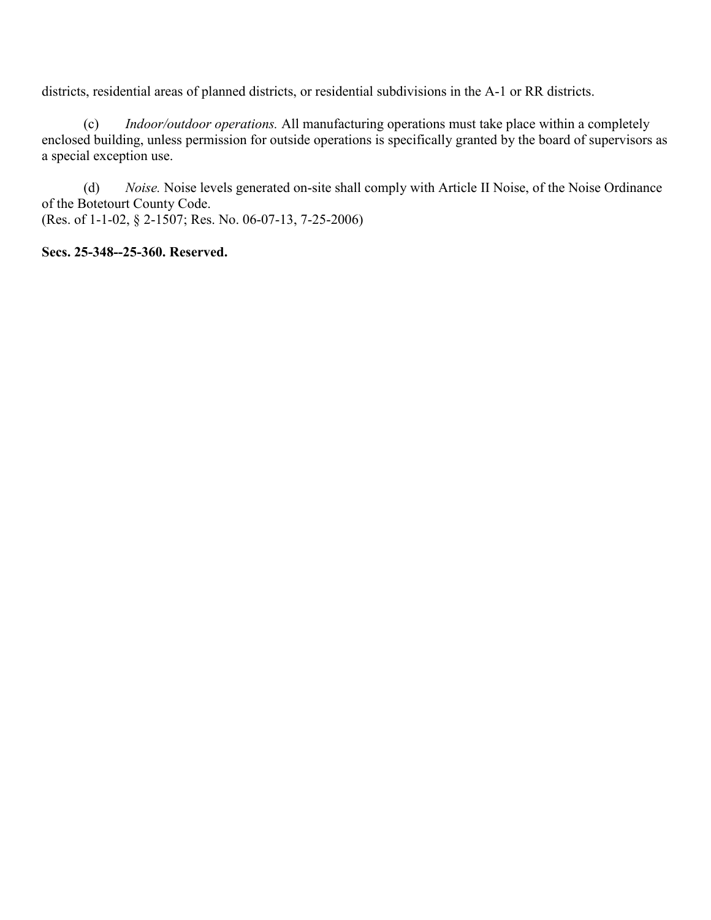districts, residential areas of planned districts, or residential subdivisions in the A-1 or RR districts.

(c) *Indoor/outdoor operations.* All manufacturing operations must take place within a completely enclosed building, unless permission for outside operations is specifically granted by the board of supervisors as a special exception use.

(d) *Noise.* Noise levels generated on-site shall comply with Article II Noise, of the Noise Ordinance of the Botetourt County Code.
(Res. of 1-1-02, § 2-1507; Res. No. 06-07-13, 7-25-2006)

**Secs. 25-348--25-360. Reserved.**